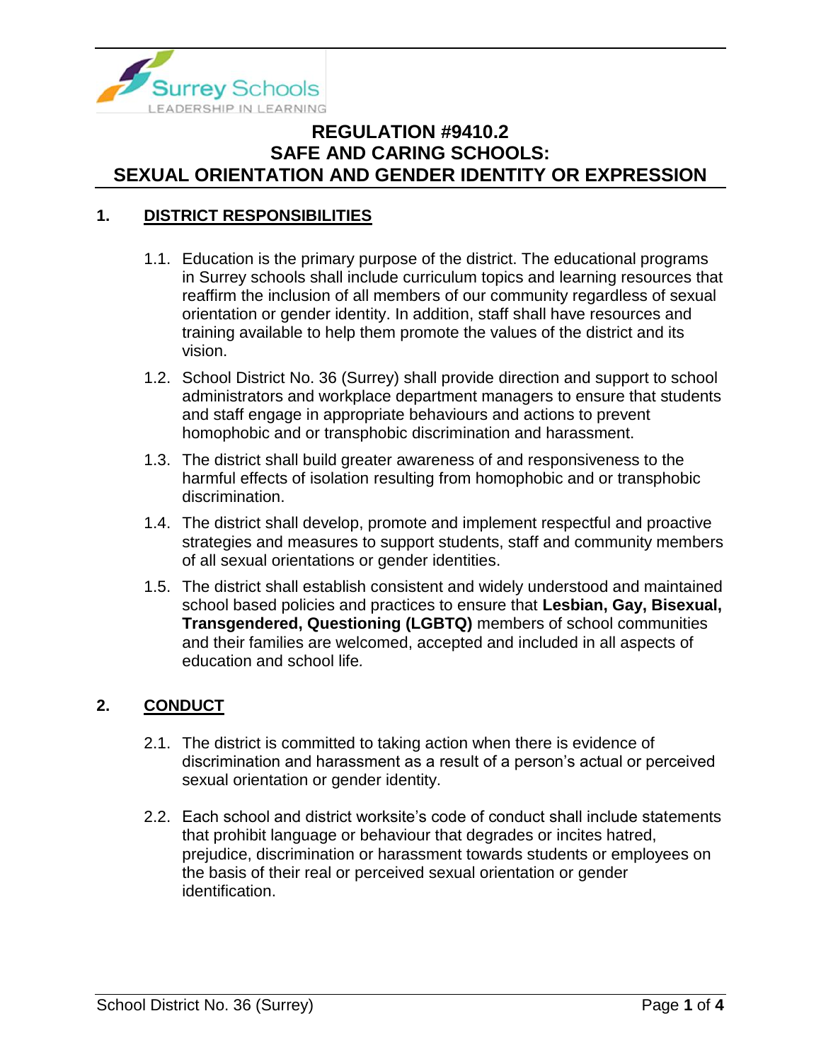# REGULATION #9410.2
# SAFE AND CARING SCHOOLS:
# SEXUAL ORIENTATION AND GENDER IDENTITY OR EXPRESSION

## 1. DISTRICT RESPONSIBILITIES

1.1. Education is the primary purpose of the district. The educational programs in Surrey schools shall include curriculum topics and learning resources that reaffirm the inclusion of all members of our community regardless of sexual orientation or gender identity. In addition, staff shall have resources and training available to help them promote the values of the district and its vision.

1.2. School District No. 36 (Surrey) shall provide direction and support to school administrators and workplace department managers to ensure that students and staff engage in appropriate behaviours and actions to prevent homophobic and or transphobic discrimination and harassment.

1.3. The district shall build greater awareness of and responsiveness to the harmful effects of isolation resulting from homophobic and or transphobic discrimination.

1.4. The district shall develop, promote and implement respectful and proactive strategies and measures to support students, staff and community members of all sexual orientations or gender identities.

1.5. The district shall establish consistent and widely understood and maintained school based policies and practices to ensure that **Lesbian, Gay, Bisexual, Transgendered, Questioning (LGBTQ)** members of school communities and their families are welcomed, accepted and included in all aspects of education and school life.

## 2. CONDUCT

2.1. The district is committed to taking action when there is evidence of discrimination and harassment as a result of a person's actual or perceived sexual orientation or gender identity.

2.2. Each school and district worksite's code of conduct shall include statements that prohibit language or behaviour that degrades or incites hatred, prejudice, discrimination or harassment towards students or employees on the basis of their real or perceived sexual orientation or gender identification.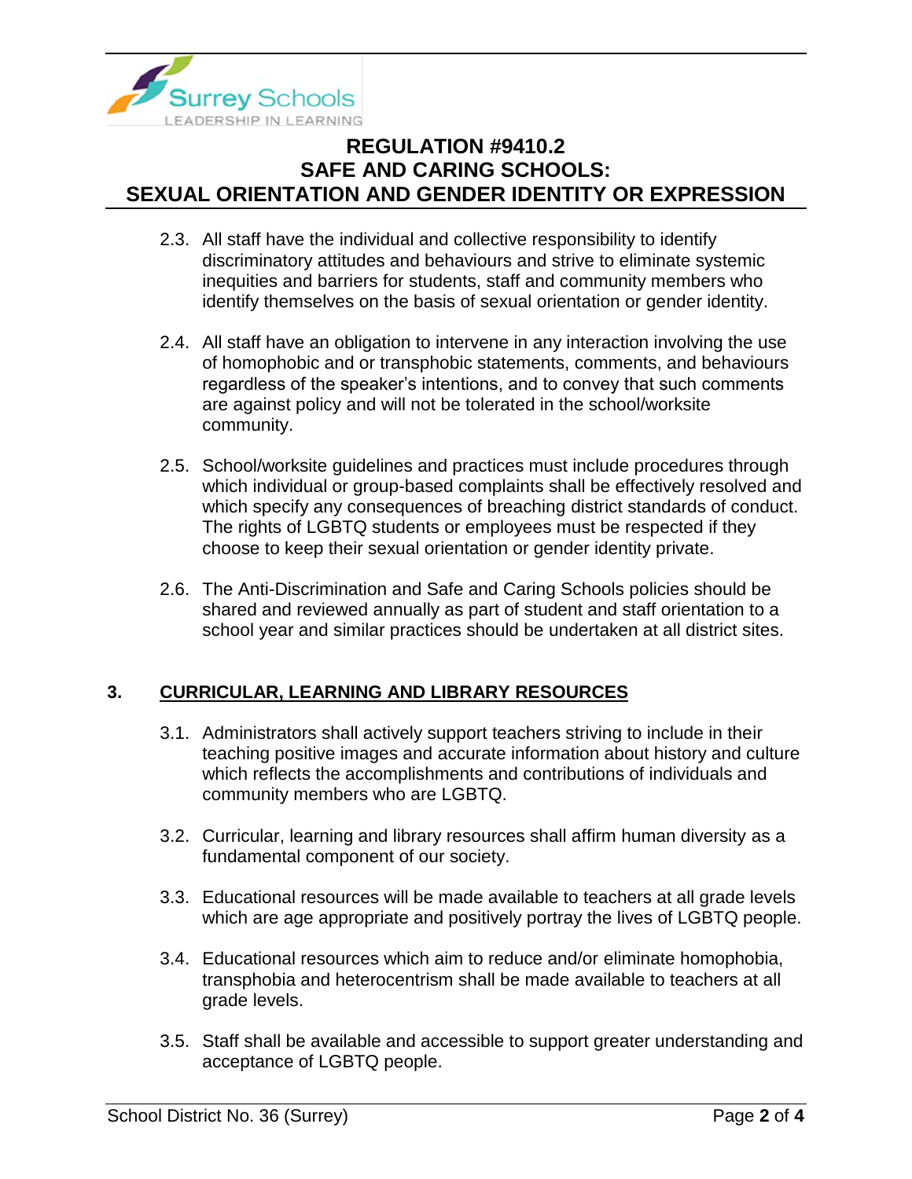2.3. All staff have the individual and collective responsibility to identify discriminatory attitudes and behaviours and strive to eliminate systemic inequities and barriers for students, staff and community members who identify themselves on the basis of sexual orientation or gender identity.

2.4. All staff have an obligation to intervene in any interaction involving the use of homophobic and or transphobic statements, comments, and behaviours regardless of the speaker's intentions, and to convey that such comments are against policy and will not be tolerated in the school/worksite community.

2.5. School/worksite guidelines and practices must include procedures through which individual or group-based complaints shall be effectively resolved and which specify any consequences of breaching district standards of conduct. The rights of LGBTQ students or employees must be respected if they choose to keep their sexual orientation or gender identity private.

2.6. The Anti-Discrimination and Safe and Caring Schools policies should be shared and reviewed annually as part of student and staff orientation to a school year and similar practices should be undertaken at all district sites.

## 3. CURRICULAR, LEARNING AND LIBRARY RESOURCES

3.1. Administrators shall actively support teachers striving to include in their teaching positive images and accurate information about history and culture which reflects the accomplishments and contributions of individuals and community members who are LGBTQ.

3.2. Curricular, learning and library resources shall affirm human diversity as a fundamental component of our society.

3.3. Educational resources will be made available to teachers at all grade levels which are age appropriate and positively portray the lives of LGBTQ people.

3.4. Educational resources which aim to reduce and/or eliminate homophobia, transphobia and heterocentrism shall be made available to teachers at all grade levels.

3.5. Staff shall be available and accessible to support greater understanding and acceptance of LGBTQ people.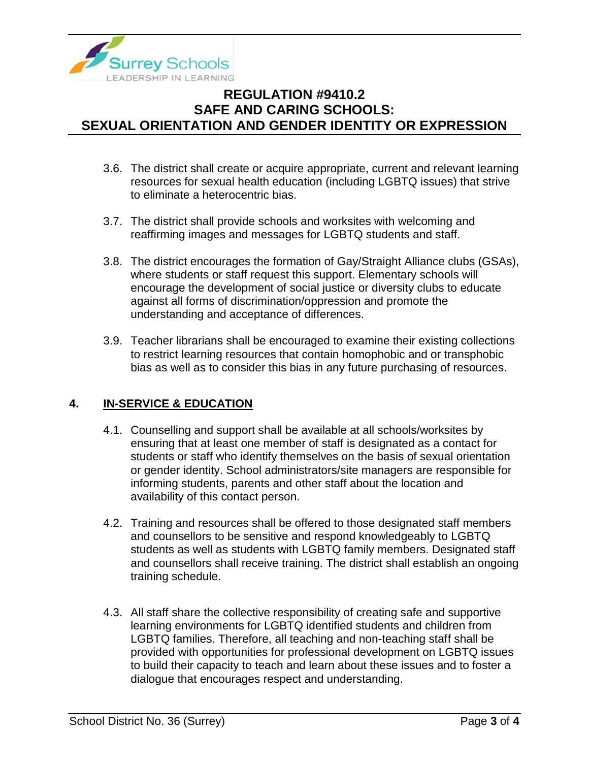- 3.6. The district shall create or acquire appropriate, current and relevant learning resources for sexual health education (including LGBTQ issues) that strive to eliminate a heterocentric bias.

- 3.7. The district shall provide schools and worksites with welcoming and reaffirming images and messages for LGBTQ students and staff.

- 3.8. The district encourages the formation of Gay/Straight Alliance clubs (GSAs), where students or staff request this support. Elementary schools will encourage the development of social justice or diversity clubs to educate against all forms of discrimination/oppression and promote the understanding and acceptance of differences.

- 3.9. Teacher librarians shall be encouraged to examine their existing collections to restrict learning resources that contain homophobic and or transphobic bias as well as to consider this bias in any future purchasing of resources.

## 4. <u>IN-SERVICE & EDUCATION</u>

- 4.1. Counselling and support shall be available at all schools/worksites by ensuring that at least one member of staff is designated as a contact for students or staff who identify themselves on the basis of sexual orientation or gender identity. School administrators/site managers are responsible for informing students, parents and other staff about the location and availability of this contact person.

- 4.2. Training and resources shall be offered to those designated staff members and counsellors to be sensitive and respond knowledgeably to LGBTQ students as well as students with LGBTQ family members. Designated staff and counsellors shall receive training. The district shall establish an ongoing training schedule.

- 4.3. All staff share the collective responsibility of creating safe and supportive learning environments for LGBTQ identified students and children from LGBTQ families. Therefore, all teaching and non-teaching staff shall be provided with opportunities for professional development on LGBTQ issues to build their capacity to teach and learn about these issues and to foster a dialogue that encourages respect and understanding.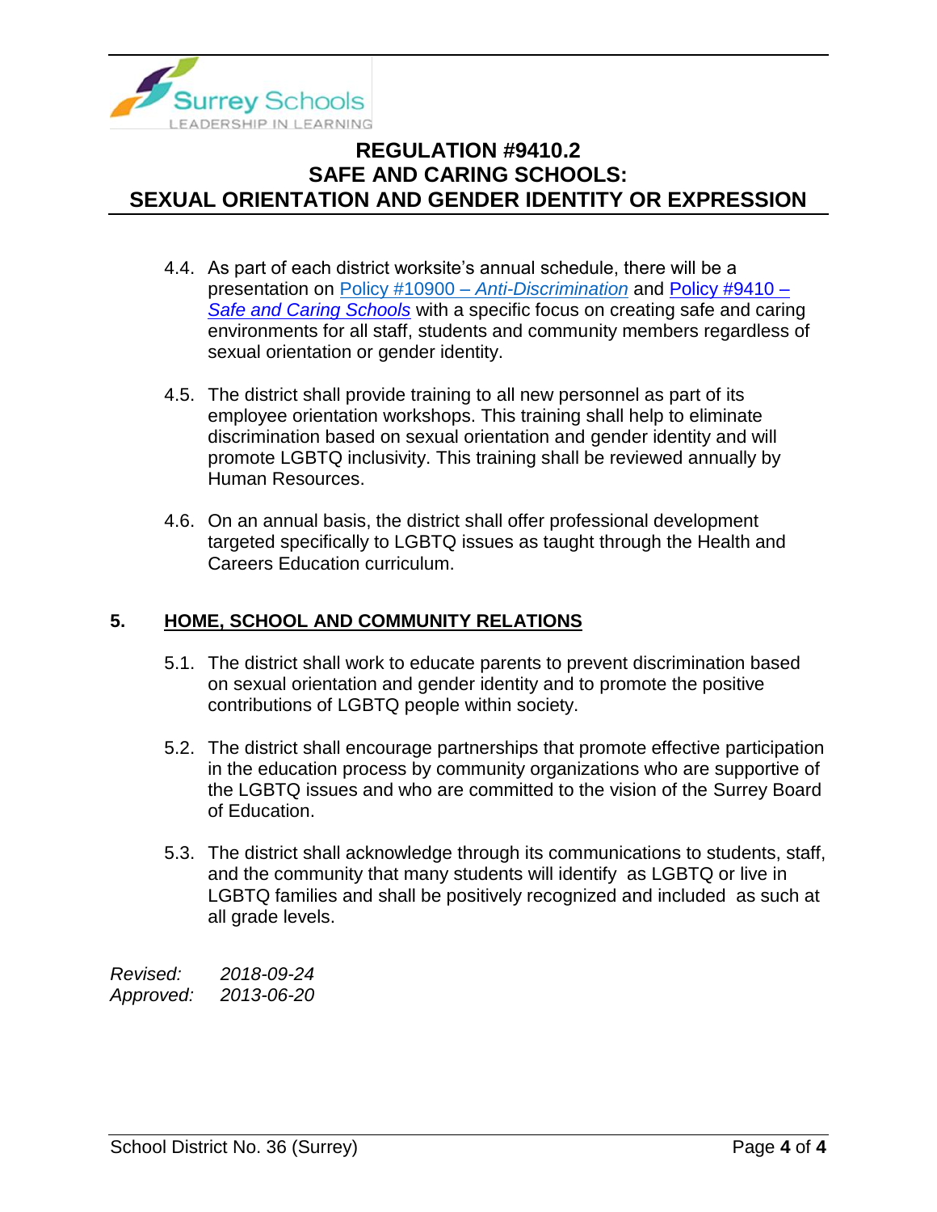4.4. As part of each district worksite's annual schedule, there will be a presentation on [Policy #10900 – *Anti-Discrimination*] and [Policy #9410 – *Safe and Caring Schools*] with a specific focus on creating safe and caring environments for all staff, students and community members regardless of sexual orientation or gender identity.

4.5. The district shall provide training to all new personnel as part of its employee orientation workshops. This training shall help to eliminate discrimination based on sexual orientation and gender identity and will promote LGBTQ inclusivity. This training shall be reviewed annually by Human Resources.

4.6. On an annual basis, the district shall offer professional development targeted specifically to LGBTQ issues as taught through the Health and Careers Education curriculum.

## 5. HOME, SCHOOL AND COMMUNITY RELATIONS

5.1. The district shall work to educate parents to prevent discrimination based on sexual orientation and gender identity and to promote the positive contributions of LGBTQ people within society.

5.2. The district shall encourage partnerships that promote effective participation in the education process by community organizations who are supportive of the LGBTQ issues and who are committed to the vision of the Surrey Board of Education.

5.3. The district shall acknowledge through its communications to students, staff, and the community that many students will identify as LGBTQ or live in LGBTQ families and shall be positively recognized and included as such at all grade levels.

*Revised:* *2018-09-24*
*Approved:* *2013-06-20*